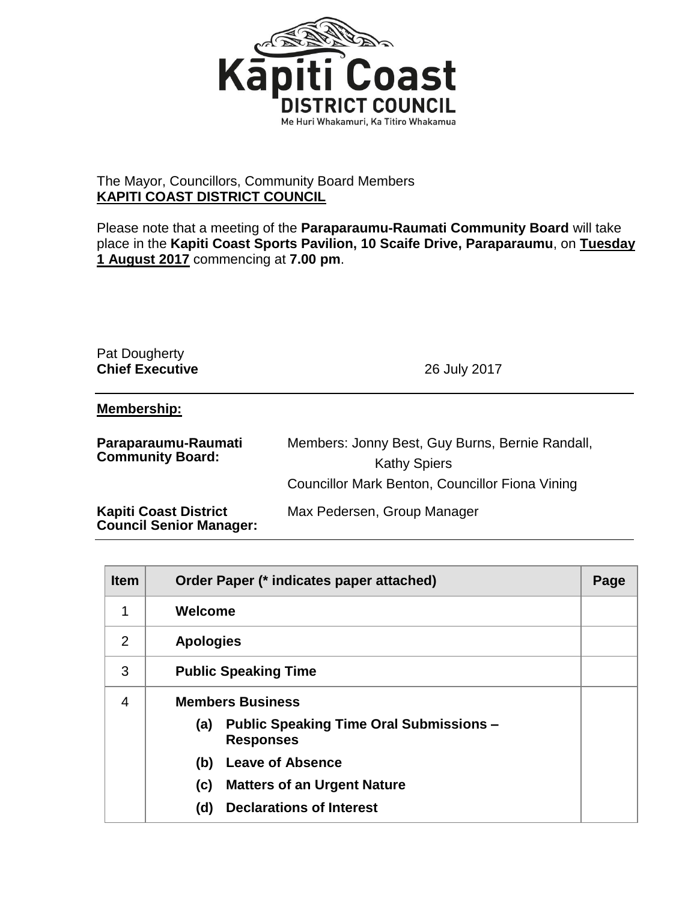Kāpiti Coast
DISTRICT COUNCIL
Me Huri Whakamuri, Ka Titiro Whakamua

The Mayor, Councillors, Community Board Members
**KAPITI COAST DISTRICT COUNCIL**

Please note that a meeting of the **Paraparaumu-Raumati Community Board** will take place in the **Kapiti Coast Sports Pavilion, 10 Scaife Drive, Paraparaumu**, on **Tuesday 1 August 2017** commencing at **7.00 pm**.

Pat Dougherty
**Chief Executive** 26 July 2017

**Membership:**

**Paraparaumu-Raumati Community Board:** Members: Jonny Best, Guy Burns, Bernie Randall, Kathy Spiers
Councillor Mark Benton, Councillor Fiona Vining

**Kapiti Coast District Council Senior Manager:** Max Pedersen, Group Manager

| Item | Order Paper (* indicates paper attached) | Page |
|---|---|---|
| 1 | **Welcome** | |
| 2 | **Apologies** | |
| 3 | **Public Speaking Time** | |
| 4 | **Members Business**<br>**(a) Public Speaking Time Oral Submissions – Responses**<br>**(b) Leave of Absence**<br>**(c) Matters of an Urgent Nature**<br>**(d) Declarations of Interest** | |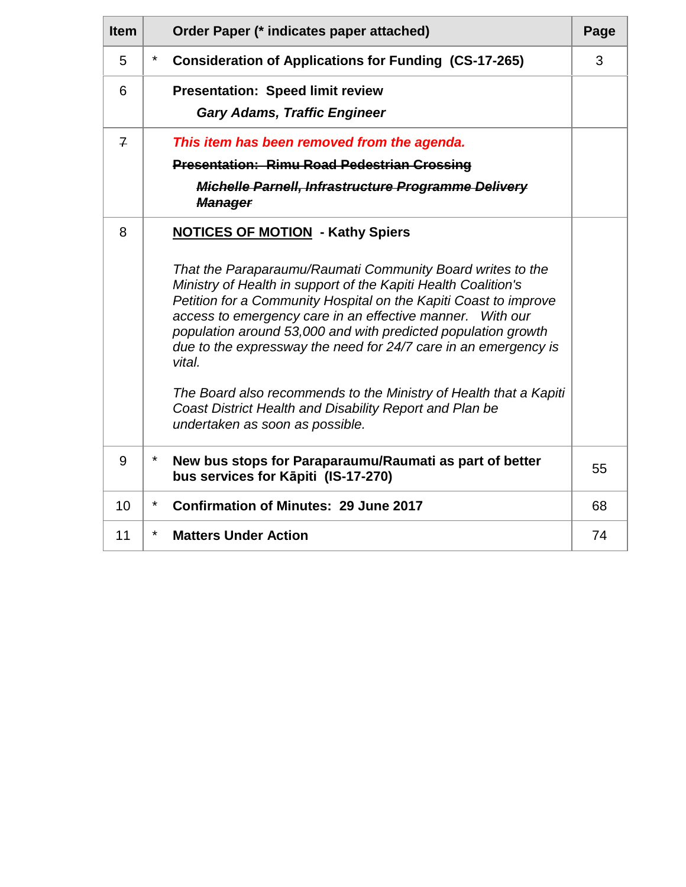| Item | | Order Paper (* indicates paper attached) | Page |
|---|---|---|---|
| 5 | * | **Consideration of Applications for Funding (CS-17-265)** | 3 |
| 6 | | **Presentation: Speed limit review**<br>***Gary Adams, Traffic Engineer*** | |
| ~~7~~ | | ***This item has been removed from the agenda.***<br>~~**Presentation: Rimu Road Pedestrian Crossing**~~<br>~~***Michelle Parnell, Infrastructure Programme Delivery Manager***~~ | |
| 8 | | **NOTICES OF MOTION - Kathy Spiers**<br><br>*That the Paraparaumu/Raumati Community Board writes to the Ministry of Health in support of the Kapiti Health Coalition's Petition for a Community Hospital on the Kapiti Coast to improve access to emergency care in an effective manner. With our population around 53,000 and with predicted population growth due to the expressway the need for 24/7 care in an emergency is vital.*<br><br>*The Board also recommends to the Ministry of Health that a Kapiti Coast District Health and Disability Report and Plan be undertaken as soon as possible.* | |
| 9 | * | **New bus stops for Paraparaumu/Raumati as part of better bus services for Kāpiti (IS-17-270)** | 55 |
| 10 | * | **Confirmation of Minutes: 29 June 2017** | 68 |
| 11 | * | **Matters Under Action** | 74 |